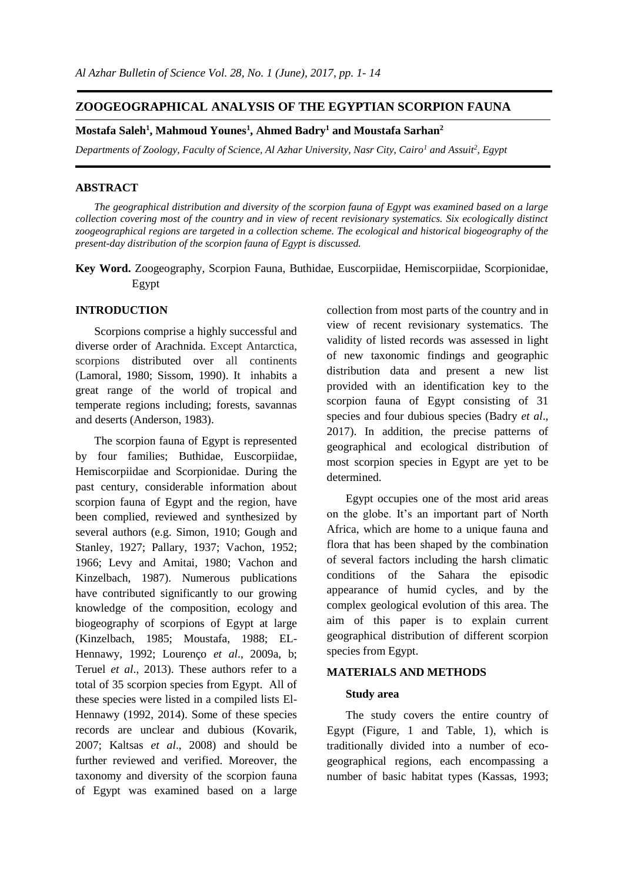# ZOOGEOGRAPHICAL ANALYSIS OF THE EGYPTIAN SCORPION FAUNA

**Mostafa Saleh[1], Mahmoud Younes[1], Ahmed Badry[1] and Moustafa Sarhan[2]**

*Departments of Zoology, Faculty of Science, Al Azhar University, Nasr City, Cairo[1] and Assuit[2], Egypt*

## ABSTRACT

*The geographical distribution and diversity of the scorpion fauna of Egypt was examined based on a large collection covering most of the country and in view of recent revisionary systematics. Six ecologically distinct zoogeographical regions are targeted in a collection scheme. The ecological and historical biogeography of the present-day distribution of the scorpion fauna of Egypt is discussed.*

**Key Word.** Zoogeography, Scorpion Fauna, Buthidae, Euscorpiidae, Hemiscorpiidae, Scorpionidae, Egypt

## INTRODUCTION

Scorpions comprise a highly successful and diverse order of Arachnida. Except Antarctica, scorpions distributed over all continents (Lamoral, 1980; Sissom, 1990). It inhabits a great range of the world of tropical and temperate regions including; forests, savannas and deserts (Anderson, 1983).

The scorpion fauna of Egypt is represented by four families; Buthidae, Euscorpiidae, Hemiscorpiidae and Scorpionidae. During the past century, considerable information about scorpion fauna of Egypt and the region, have been complied, reviewed and synthesized by several authors (e.g. Simon, 1910; Gough and Stanley, 1927; Pallary, 1937; Vachon, 1952; 1966; Levy and Amitai, 1980; Vachon and Kinzelbach, 1987). Numerous publications have contributed significantly to our growing knowledge of the composition, ecology and biogeography of scorpions of Egypt at large (Kinzelbach, 1985; Moustafa, 1988; EL-Hennawy, 1992; Lourenço *et al*., 2009a, b; Teruel *et al*., 2013). These authors refer to a total of 35 scorpion species from Egypt. All of these species were listed in a compiled lists El-Hennawy (1992, 2014). Some of these species records are unclear and dubious (Kovarik, 2007; Kaltsas *et al*., 2008) and should be further reviewed and verified. Moreover, the taxonomy and diversity of the scorpion fauna of Egypt was examined based on a large collection from most parts of the country and in view of recent revisionary systematics. The validity of listed records was assessed in light of new taxonomic findings and geographic distribution data and present a new list provided with an identification key to the scorpion fauna of Egypt consisting of 31 species and four dubious species (Badry *et al*., 2017). In addition, the precise patterns of geographical and ecological distribution of most scorpion species in Egypt are yet to be determined.

Egypt occupies one of the most arid areas on the globe. It's an important part of North Africa, which are home to a unique fauna and flora that has been shaped by the combination of several factors including the harsh climatic conditions of the Sahara the episodic appearance of humid cycles, and by the complex geological evolution of this area. The aim of this paper is to explain current geographical distribution of different scorpion species from Egypt.

## MATERIALS AND METHODS

### Study area

The study covers the entire country of Egypt (Figure, 1 and Table, 1), which is traditionally divided into a number of eco-geographical regions, each encompassing a number of basic habitat types (Kassas, 1993;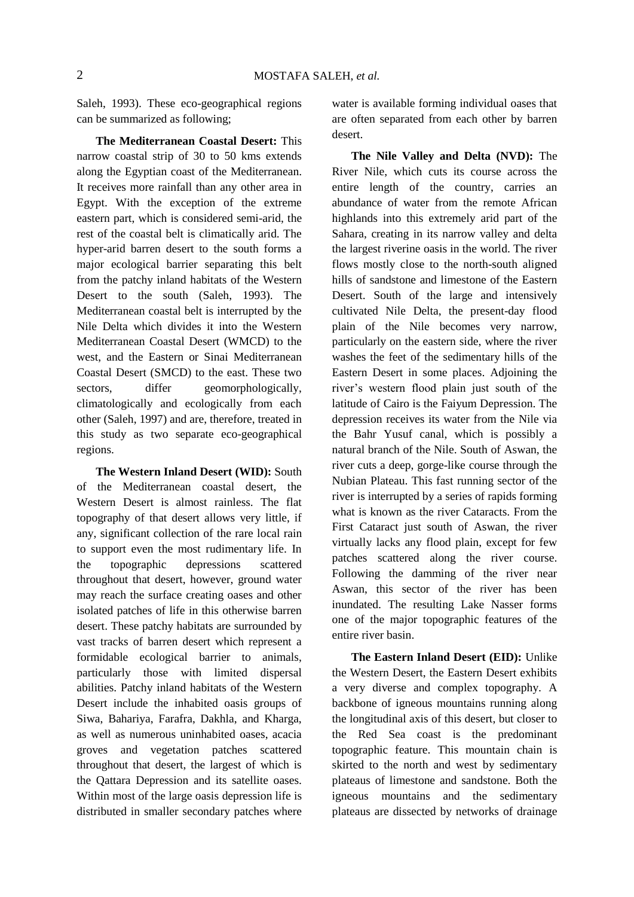Saleh, 1993). These eco-geographical regions can be summarized as following;

**The Mediterranean Coastal Desert:** This narrow coastal strip of 30 to 50 kms extends along the Egyptian coast of the Mediterranean. It receives more rainfall than any other area in Egypt. With the exception of the extreme eastern part, which is considered semi-arid, the rest of the coastal belt is climatically arid. The hyper-arid barren desert to the south forms a major ecological barrier separating this belt from the patchy inland habitats of the Western Desert to the south (Saleh, 1993). The Mediterranean coastal belt is interrupted by the Nile Delta which divides it into the Western Mediterranean Coastal Desert (WMCD) to the west, and the Eastern or Sinai Mediterranean Coastal Desert (SMCD) to the east. These two sectors, differ geomorphologically, climatologically and ecologically from each other (Saleh, 1997) and are, therefore, treated in this study as two separate eco-geographical regions.

**The Western Inland Desert (WID):** South of the Mediterranean coastal desert, the Western Desert is almost rainless. The flat topography of that desert allows very little, if any, significant collection of the rare local rain to support even the most rudimentary life. In the topographic depressions scattered throughout that desert, however, ground water may reach the surface creating oases and other isolated patches of life in this otherwise barren desert. These patchy habitats are surrounded by vast tracks of barren desert which represent a formidable ecological barrier to animals, particularly those with limited dispersal abilities. Patchy inland habitats of the Western Desert include the inhabited oasis groups of Siwa, Bahariya, Farafra, Dakhla, and Kharga, as well as numerous uninhabited oases, acacia groves and vegetation patches scattered throughout that desert, the largest of which is the Qattara Depression and its satellite oases. Within most of the large oasis depression life is distributed in smaller secondary patches where water is available forming individual oases that are often separated from each other by barren desert.

**The Nile Valley and Delta (NVD):** The River Nile, which cuts its course across the entire length of the country, carries an abundance of water from the remote African highlands into this extremely arid part of the Sahara, creating in its narrow valley and delta the largest riverine oasis in the world. The river flows mostly close to the north-south aligned hills of sandstone and limestone of the Eastern Desert. South of the large and intensively cultivated Nile Delta, the present-day flood plain of the Nile becomes very narrow, particularly on the eastern side, where the river washes the feet of the sedimentary hills of the Eastern Desert in some places. Adjoining the river's western flood plain just south of the latitude of Cairo is the Faiyum Depression. The depression receives its water from the Nile via the Bahr Yusuf canal, which is possibly a natural branch of the Nile. South of Aswan, the river cuts a deep, gorge-like course through the Nubian Plateau. This fast running sector of the river is interrupted by a series of rapids forming what is known as the river Cataracts. From the First Cataract just south of Aswan, the river virtually lacks any flood plain, except for few patches scattered along the river course. Following the damming of the river near Aswan, this sector of the river has been inundated. The resulting Lake Nasser forms one of the major topographic features of the entire river basin.

**The Eastern Inland Desert (EID):** Unlike the Western Desert, the Eastern Desert exhibits a very diverse and complex topography. A backbone of igneous mountains running along the longitudinal axis of this desert, but closer to the Red Sea coast is the predominant topographic feature. This mountain chain is skirted to the north and west by sedimentary plateaus of limestone and sandstone. Both the igneous mountains and the sedimentary plateaus are dissected by networks of drainage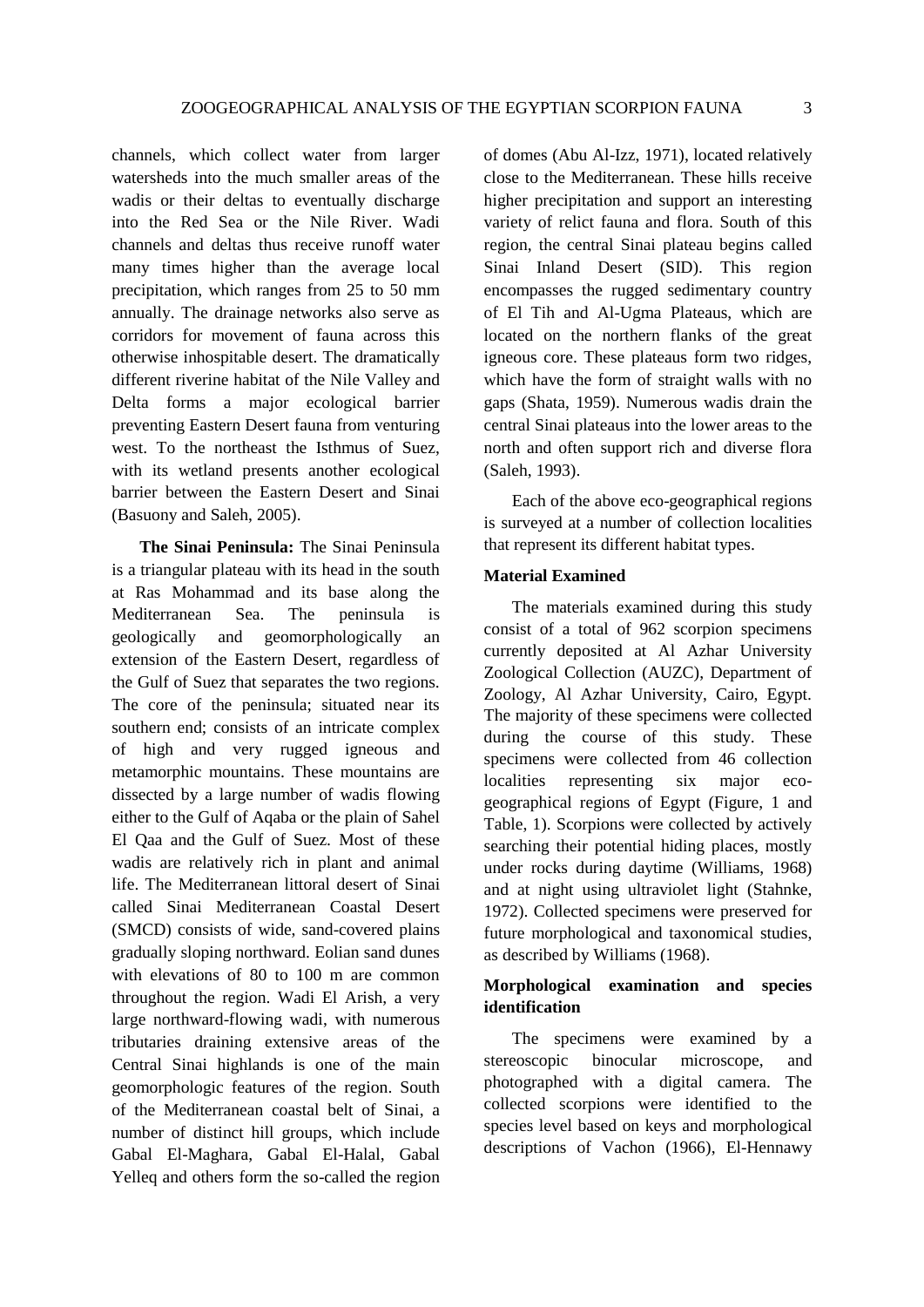channels, which collect water from larger watersheds into the much smaller areas of the wadis or their deltas to eventually discharge into the Red Sea or the Nile River. Wadi channels and deltas thus receive runoff water many times higher than the average local precipitation, which ranges from 25 to 50 mm annually. The drainage networks also serve as corridors for movement of fauna across this otherwise inhospitable desert. The dramatically different riverine habitat of the Nile Valley and Delta forms a major ecological barrier preventing Eastern Desert fauna from venturing west. To the northeast the Isthmus of Suez, with its wetland presents another ecological barrier between the Eastern Desert and Sinai (Basuony and Saleh, 2005).

**The Sinai Peninsula:** The Sinai Peninsula is a triangular plateau with its head in the south at Ras Mohammad and its base along the Mediterranean Sea. The peninsula is geologically and geomorphologically an extension of the Eastern Desert, regardless of the Gulf of Suez that separates the two regions. The core of the peninsula; situated near its southern end; consists of an intricate complex of high and very rugged igneous and metamorphic mountains. These mountains are dissected by a large number of wadis flowing either to the Gulf of Aqaba or the plain of Sahel El Qaa and the Gulf of Suez. Most of these wadis are relatively rich in plant and animal life. The Mediterranean littoral desert of Sinai called Sinai Mediterranean Coastal Desert (SMCD) consists of wide, sand-covered plains gradually sloping northward. Eolian sand dunes with elevations of 80 to 100 m are common throughout the region. Wadi El Arish, a very large northward-flowing wadi, with numerous tributaries draining extensive areas of the Central Sinai highlands is one of the main geomorphologic features of the region. South of the Mediterranean coastal belt of Sinai, a number of distinct hill groups, which include Gabal El-Maghara, Gabal El-Halal, Gabal Yelleq and others form the so-called the region of domes (Abu Al-Izz, 1971), located relatively close to the Mediterranean. These hills receive higher precipitation and support an interesting variety of relict fauna and flora. South of this region, the central Sinai plateau begins called Sinai Inland Desert (SID). This region encompasses the rugged sedimentary country of El Tih and Al-Ugma Plateaus, which are located on the northern flanks of the great igneous core. These plateaus form two ridges, which have the form of straight walls with no gaps (Shata, 1959). Numerous wadis drain the central Sinai plateaus into the lower areas to the north and often support rich and diverse flora (Saleh, 1993).

Each of the above eco-geographical regions is surveyed at a number of collection localities that represent its different habitat types.

## Material Examined

The materials examined during this study consist of a total of 962 scorpion specimens currently deposited at Al Azhar University Zoological Collection (AUZC), Department of Zoology, Al Azhar University, Cairo, Egypt. The majority of these specimens were collected during the course of this study. These specimens were collected from 46 collection localities representing six major eco-geographical regions of Egypt (Figure, 1 and Table, 1). Scorpions were collected by actively searching their potential hiding places, mostly under rocks during daytime (Williams, 1968) and at night using ultraviolet light (Stahnke, 1972). Collected specimens were preserved for future morphological and taxonomical studies, as described by Williams (1968).

## Morphological examination and species identification

The specimens were examined by a stereoscopic binocular microscope, and photographed with a digital camera. The collected scorpions were identified to the species level based on keys and morphological descriptions of Vachon (1966), El-Hennawy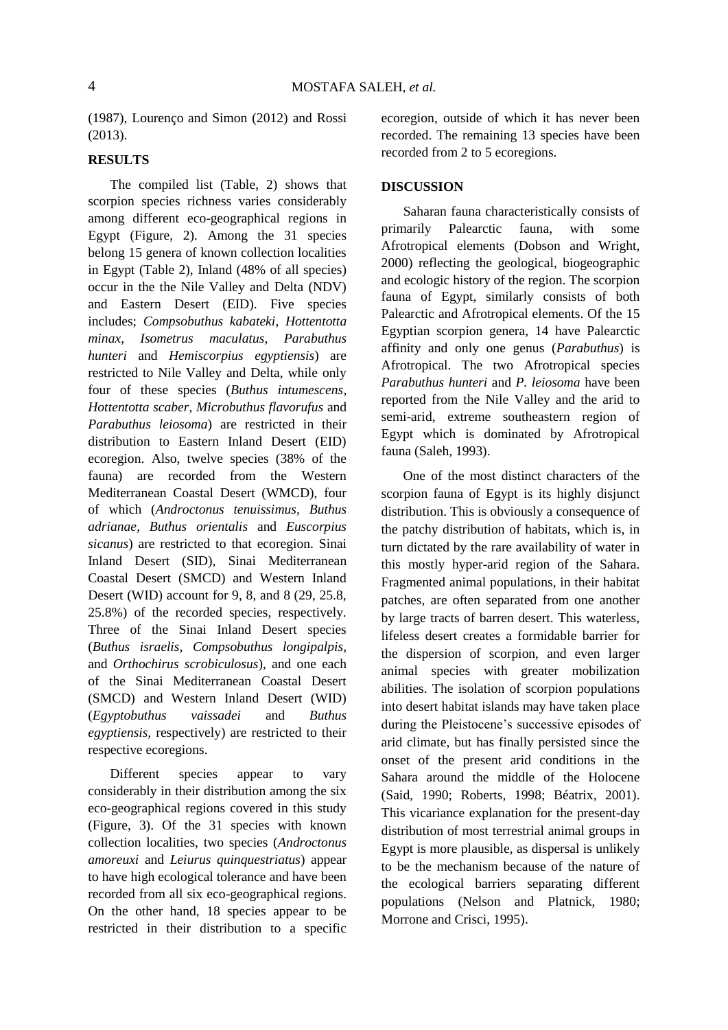(1987), Lourenço and Simon (2012) and Rossi (2013).

## RESULTS

The compiled list (Table, 2) shows that scorpion species richness varies considerably among different eco-geographical regions in Egypt (Figure, 2). Among the 31 species belong 15 genera of known collection localities in Egypt (Table 2), Inland (48% of all species) occur in the the Nile Valley and Delta (NDV) and Eastern Desert (EID). Five species includes; *Compsobuthus kabateki*, *Hottentotta minax*, *Isometrus maculatus*, *Parabuthus hunteri* and *Hemiscorpius egyptiensis*) are restricted to Nile Valley and Delta, while only four of these species (*Buthus intumescens*, *Hottentotta scaber*, *Microbuthus flavorufus* and *Parabuthus leiosoma*) are restricted in their distribution to Eastern Inland Desert (EID) ecoregion. Also, twelve species (38% of the fauna) are recorded from the Western Mediterranean Coastal Desert (WMCD), four of which (*Androctonus tenuissimus*, *Buthus adrianae*, *Buthus orientalis* and *Euscorpius sicanus*) are restricted to that ecoregion. Sinai Inland Desert (SID), Sinai Mediterranean Coastal Desert (SMCD) and Western Inland Desert (WID) account for 9, 8, and 8 (29, 25.8, 25.8%) of the recorded species, respectively. Three of the Sinai Inland Desert species (*Buthus israelis, Compsobuthus longipalpis,* and *Orthochirus scrobiculosus*), and one each of the Sinai Mediterranean Coastal Desert (SMCD) and Western Inland Desert (WID) (*Egyptobuthus vaissadei* and *Buthus egyptiensis,* respectively) are restricted to their respective ecoregions.

Different species appear to vary considerably in their distribution among the six eco-geographical regions covered in this study (Figure, 3). Of the 31 species with known collection localities, two species (*Androctonus amoreuxi* and *Leiurus quinquestriatus*) appear to have high ecological tolerance and have been recorded from all six eco-geographical regions. On the other hand, 18 species appear to be restricted in their distribution to a specific ecoregion, outside of which it has never been recorded. The remaining 13 species have been recorded from 2 to 5 ecoregions.

## DISCUSSION

Saharan fauna characteristically consists of primarily Palearctic fauna, with some Afrotropical elements (Dobson and Wright, 2000) reflecting the geological, biogeographic and ecologic history of the region. The scorpion fauna of Egypt, similarly consists of both Palearctic and Afrotropical elements. Of the 15 Egyptian scorpion genera, 14 have Palearctic affinity and only one genus (*Parabuthus*) is Afrotropical. The two Afrotropical species *Parabuthus hunteri* and *P. leiosoma* have been reported from the Nile Valley and the arid to semi-arid, extreme southeastern region of Egypt which is dominated by Afrotropical fauna (Saleh, 1993).

One of the most distinct characters of the scorpion fauna of Egypt is its highly disjunct distribution. This is obviously a consequence of the patchy distribution of habitats, which is, in turn dictated by the rare availability of water in this mostly hyper-arid region of the Sahara. Fragmented animal populations, in their habitat patches, are often separated from one another by large tracts of barren desert. This waterless, lifeless desert creates a formidable barrier for the dispersion of scorpion, and even larger animal species with greater mobilization abilities. The isolation of scorpion populations into desert habitat islands may have taken place during the Pleistocene's successive episodes of arid climate, but has finally persisted since the onset of the present arid conditions in the Sahara around the middle of the Holocene (Said, 1990; Roberts, 1998; Béatrix, 2001). This vicariance explanation for the present-day distribution of most terrestrial animal groups in Egypt is more plausible, as dispersal is unlikely to be the mechanism because of the nature of the ecological barriers separating different populations (Nelson and Platnick, 1980; Morrone and Crisci, 1995).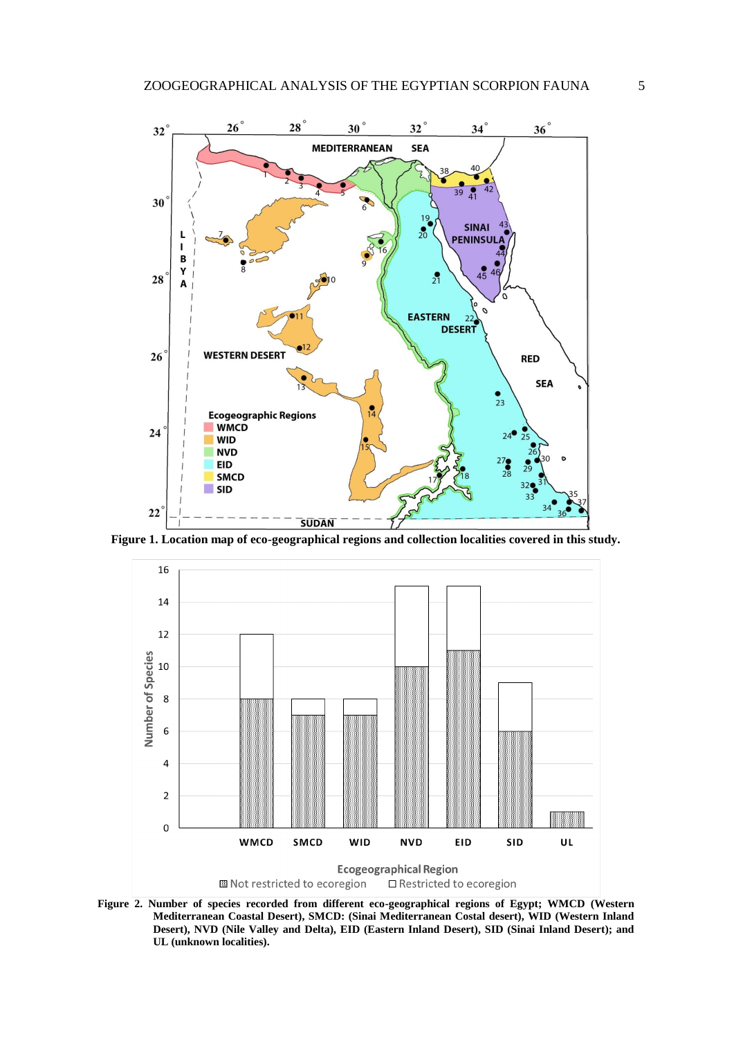**Figure 1. Location map of eco-geographical regions and collection localities covered in this study.**

**Figure 2. Number of species recorded from different eco-geographical regions of Egypt; WMCD (Western Mediterranean Coastal Desert), SMCD: (Sinai Mediterranean Costal desert), WID (Western Inland Desert), NVD (Nile Valley and Delta), EID (Eastern Inland Desert), SID (Sinai Inland Desert); and UL (unknown localities).**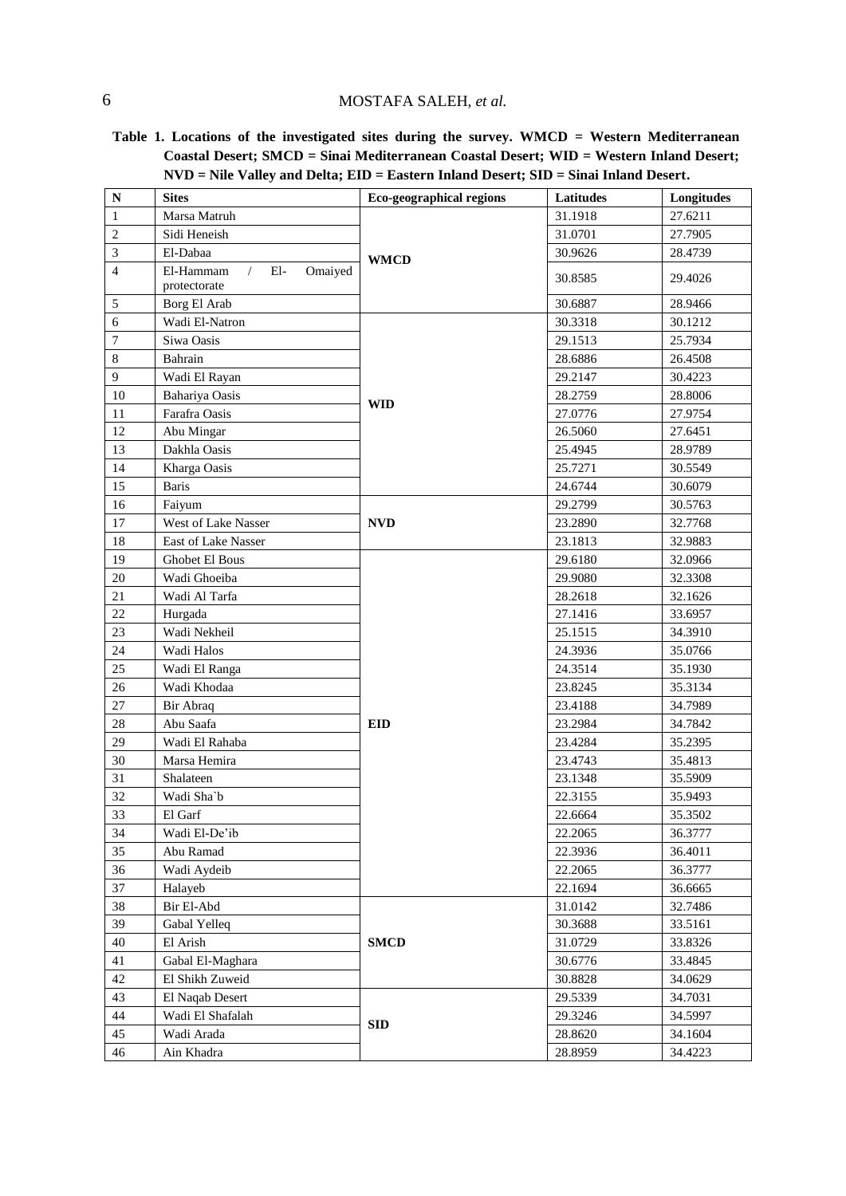**Table 1. Locations of the investigated sites during the survey. WMCD = Western Mediterranean Coastal Desert; SMCD = Sinai Mediterranean Coastal Desert; WID = Western Inland Desert; NVD = Nile Valley and Delta; EID = Eastern Inland Desert; SID = Sinai Inland Desert.**

| N | Sites | Eco-geographical regions | Latitudes | Longitudes |
|---|---|---|---|---|
| 1 | Marsa Matruh | WMCD | 31.1918 | 27.6211 |
| 2 | Sidi Heneish | | 31.0701 | 27.7905 |
| 3 | El-Dabaa | | 30.9626 | 28.4739 |
| 4 | El-Hammam / El- Omaiyed protectorate | | 30.8585 | 29.4026 |
| 5 | Borg El Arab | | 30.6887 | 28.9466 |
| 6 | Wadi El-Natron | WID | 30.3318 | 30.1212 |
| 7 | Siwa Oasis | | 29.1513 | 25.7934 |
| 8 | Bahrain | | 28.6886 | 26.4508 |
| 9 | Wadi El Rayan | | 29.2147 | 30.4223 |
| 10 | Bahariya Oasis | | 28.2759 | 28.8006 |
| 11 | Farafra Oasis | | 27.0776 | 27.9754 |
| 12 | Abu Mingar | | 26.5060 | 27.6451 |
| 13 | Dakhla Oasis | | 25.4945 | 28.9789 |
| 14 | Kharga Oasis | | 25.7271 | 30.5549 |
| 15 | Baris | | 24.6744 | 30.6079 |
| 16 | Faiyum | NVD | 29.2799 | 30.5763 |
| 17 | West of Lake Nasser | | 23.2890 | 32.7768 |
| 18 | East of Lake Nasser | | 23.1813 | 32.9883 |
| 19 | Ghobet El Bous | EID | 29.6180 | 32.0966 |
| 20 | Wadi Ghoeiba | | 29.9080 | 32.3308 |
| 21 | Wadi Al Tarfa | | 28.2618 | 32.1626 |
| 22 | Hurgada | | 27.1416 | 33.6957 |
| 23 | Wadi Nekheil | | 25.1515 | 34.3910 |
| 24 | Wadi Halos | | 24.3936 | 35.0766 |
| 25 | Wadi El Ranga | | 24.3514 | 35.1930 |
| 26 | Wadi Khodaa | | 23.8245 | 35.3134 |
| 27 | Bir Abraq | | 23.4188 | 34.7989 |
| 28 | Abu Saafa | | 23.2984 | 34.7842 |
| 29 | Wadi El Rahaba | | 23.4284 | 35.2395 |
| 30 | Marsa Hemira | | 23.4743 | 35.4813 |
| 31 | Shalateen | | 23.1348 | 35.5909 |
| 32 | Wadi Sha`b | | 22.3155 | 35.9493 |
| 33 | El Garf | | 22.6664 | 35.3502 |
| 34 | Wadi El-De'ib | | 22.2065 | 36.3777 |
| 35 | Abu Ramad | | 22.3936 | 36.4011 |
| 36 | Wadi Aydeib | | 22.2065 | 36.3777 |
| 37 | Halayeb | | 22.1694 | 36.6665 |
| 38 | Bir El-Abd | SMCD | 31.0142 | 32.7486 |
| 39 | Gabal Yelleq | | 30.3688 | 33.5161 |
| 40 | El Arish | | 31.0729 | 33.8326 |
| 41 | Gabal El-Maghara | | 30.6776 | 33.4845 |
| 42 | El Shikh Zuweid | | 30.8828 | 34.0629 |
| 43 | El Naqab Desert | SID | 29.5339 | 34.7031 |
| 44 | Wadi El Shafalah | | 29.3246 | 34.5997 |
| 45 | Wadi Arada | | 28.8620 | 34.1604 |
| 46 | Ain Khadra | | 28.8959 | 34.4223 |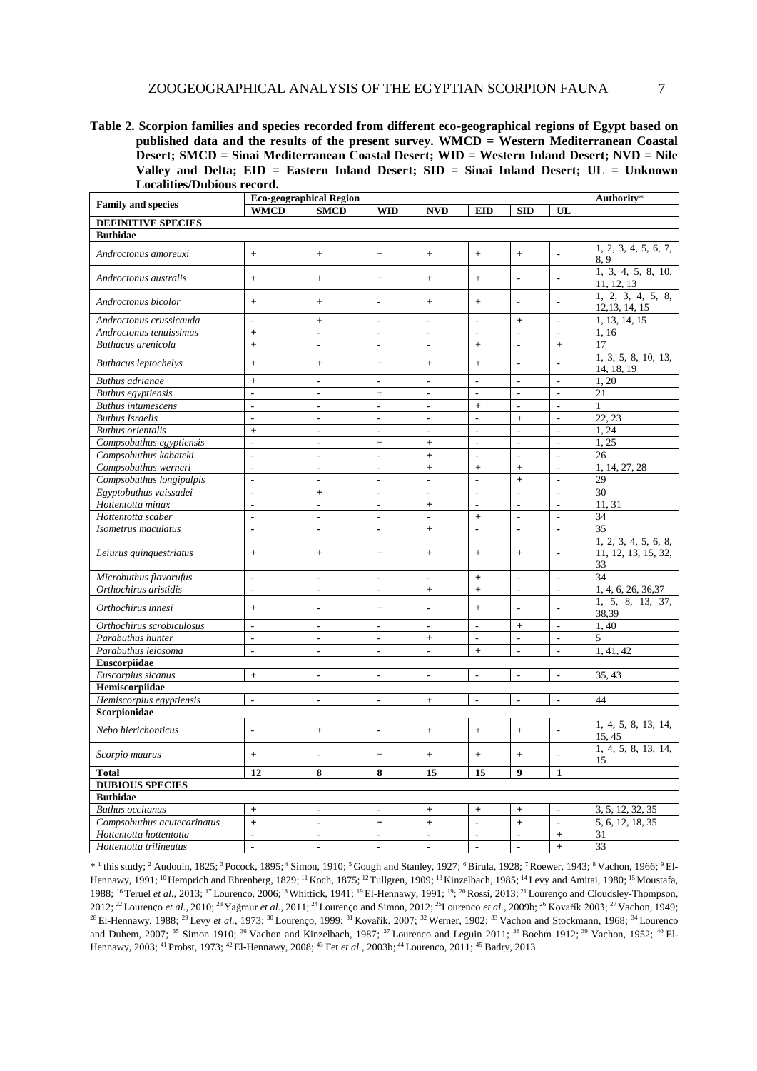**Table 2. Scorpion families and species recorded from different eco-geographical regions of Egypt based on published data and the results of the present survey. WMCD = Western Mediterranean Coastal Desert; SMCD = Sinai Mediterranean Coastal Desert; WID = Western Inland Desert; NVD = Nile Valley and Delta; EID = Eastern Inland Desert; SID = Sinai Inland Desert; UL = Unknown Localities/Dubious record.**

| Family and species | Eco-geographical Region | | | | | | | Authority* |
|---|---|---|---|---|---|---|---|---|
| | WMCD | SMCD | WID | NVD | EID | SID | UL | |
| **DEFINITIVE SPECIES** | | | | | | | | |
| **Buthidae** | | | | | | | | |
| *Androctonus amoreuxi* | + | + | + | + | + | + | - | 1, 2, 3, 4, 5, 6, 7, 8, 9 |
| *Androctonus australis* | + | + | + | + | + | - | - | 1, 3, 4, 5, 8, 10, 11, 12, 13 |
| *Androctonus bicolor* | + | + | - | + | + | - | - | 1, 2, 3, 4, 5, 8, 12,13, 14, 15 |
| *Androctonus crussicauda* | - | + | - | - | - | + | - | 1, 13, 14, 15 |
| *Androctonus tenuissimus* | + | - | - | - | - | - | - | 1, 16 |
| *Buthacus arenicola* | + | - | - | - | + | - | + | 17 |
| *Buthacus leptochelys* | + | + | + | + | + | - | - | 1, 3, 5, 8, 10, 13, 14, 18, 19 |
| *Buthus adrianae* | + | - | - | - | - | - | - | 1, 20 |
| *Buthus egyptiensis* | - | - | + | - | - | - | - | 21 |
| *Buthus intumescens* | - | - | - | - | + | - | - | 1 |
| *Buthus Israelis* | - | - | - | - | - | + | - | 22, 23 |
| *Buthus orientalis* | + | - | - | - | - | - | - | 1, 24 |
| *Compsobuthus egyptiensis* | - | - | + | + | - | - | - | 1, 25 |
| *Compsobuthus kabateki* | - | - | - | + | - | - | - | 26 |
| *Compsobuthus werneri* | - | - | - | + | + | + | - | 1, 14, 27, 28 |
| *Compsobuthus longipalpis* | - | - | - | - | - | + | - | 29 |
| *Egyptobuthus vaissadei* | - | + | - | - | - | - | - | 30 |
| *Hottentotta minax* | - | - | - | + | - | - | - | 11, 31 |
| *Hottentotta scaber* | - | - | - | - | + | - | - | 34 |
| *Isometrus maculatus* | - | - | - | + | - | - | - | 35 |
| *Leiurus quinquestriatus* | + | + | + | + | + | + | - | 1, 2, 3, 4, 5, 6, 8, 11, 12, 13, 15, 32, 33 |
| *Microbuthus flavorufus* | - | - | - | - | + | - | - | 34 |
| *Orthochirus aristidis* | - | - | - | + | + | - | - | 1, 4, 6, 26, 36,37 |
| *Orthochirus innesi* | + | - | + | - | + | - | - | 1, 5, 8, 13, 37, 38,39 |
| *Orthochirus scrobiculosus* | - | - | - | - | - | + | - | 1, 40 |
| *Parabuthus hunter* | - | - | - | + | - | - | - | 5 |
| *Parabuthus leiosoma* | - | - | - | - | + | - | - | 1, 41, 42 |
| **Euscorpiidae** | | | | | | | | |
| *Euscorpius sicanus* | + | - | - | - | - | - | - | 35, 43 |
| **Hemiscorpiidae** | | | | | | | | |
| *Hemiscorpius egyptiensis* | - | - | - | + | - | - | - | 44 |
| **Scorpionidae** | | | | | | | | |
| *Nebo hierichonticus* | - | + | - | + | + | + | - | 1, 4, 5, 8, 13, 14, 15, 45 |
| *Scorpio maurus* | + | - | + | + | + | + | - | 1, 4, 5, 8, 13, 14, 15 |
| **Total** | **12** | **8** | **8** | **15** | **15** | **9** | **1** | |
| **DUBIOUS SPECIES** | | | | | | | | |
| **Buthidae** | | | | | | | | |
| *Buthus occitanus* | + | - | - | + | + | + | - | 3, 5, 12, 32, 35 |
| *Compsobuthus acutecarinatus* | + | - | + | + | - | + | - | 5, 6, 12, 18, 35 |
| *Hottentotta hottentotta* | - | - | - | - | - | - | + | 31 |
| *Hottentotta trilineatus* | - | - | - | - | - | - | + | 33 |

* [1] this study; [2] Audouin, 1825; [3] Pocock, 1895; [4] Simon, 1910; [5] Gough and Stanley, 1927; [6] Birula, 1928; [7] Roewer, 1943; [8] Vachon, 1966; [9] El-Hennawy, 1991; [10] Hemprich and Ehrenberg, 1829; [11] Koch, 1875; [12] Tullgren, 1909; [13] Kinzelbach, 1985; [14] Levy and Amitai, 1980; [15] Moustafa, 1988; [16] Teruel *et al.*, 2013; [17] Lourenco, 2006;[18] Whittick, 1941; [19] El-Hennawy, 1991; [19]; [20] Rossi, 2013; [21] Lourenço and Cloudsley-Thompson, 2012; [22] Lourenço *et al.*, 2010; [23] Yağmur *et al.*, 2011; [24] Lourenço and Simon, 2012; [25] Lourenco *et al.*, 2009b; [26] Kovařík 2003; [27] Vachon, 1949; [28] El-Hennawy, 1988; [29] Levy *et al.*, 1973; [30] Lourenço, 1999; [31] Kovařík, 2007; [32] Werner, 1902; [33] Vachon and Stockmann, 1968; [34] Lourenco and Duhem, 2007; [35] Simon 1910; [36] Vachon and Kinzelbach, 1987; [37] Lourenco and Leguin 2011; [38] Boehm 1912; [39] Vachon, 1952; [40] El-Hennawy, 2003; [41] Probst, 1973; [42] El-Hennawy, 2008; [43] Fet *et al.*, 2003b; [44] Lourenco, 2011; [45] Badry, 2013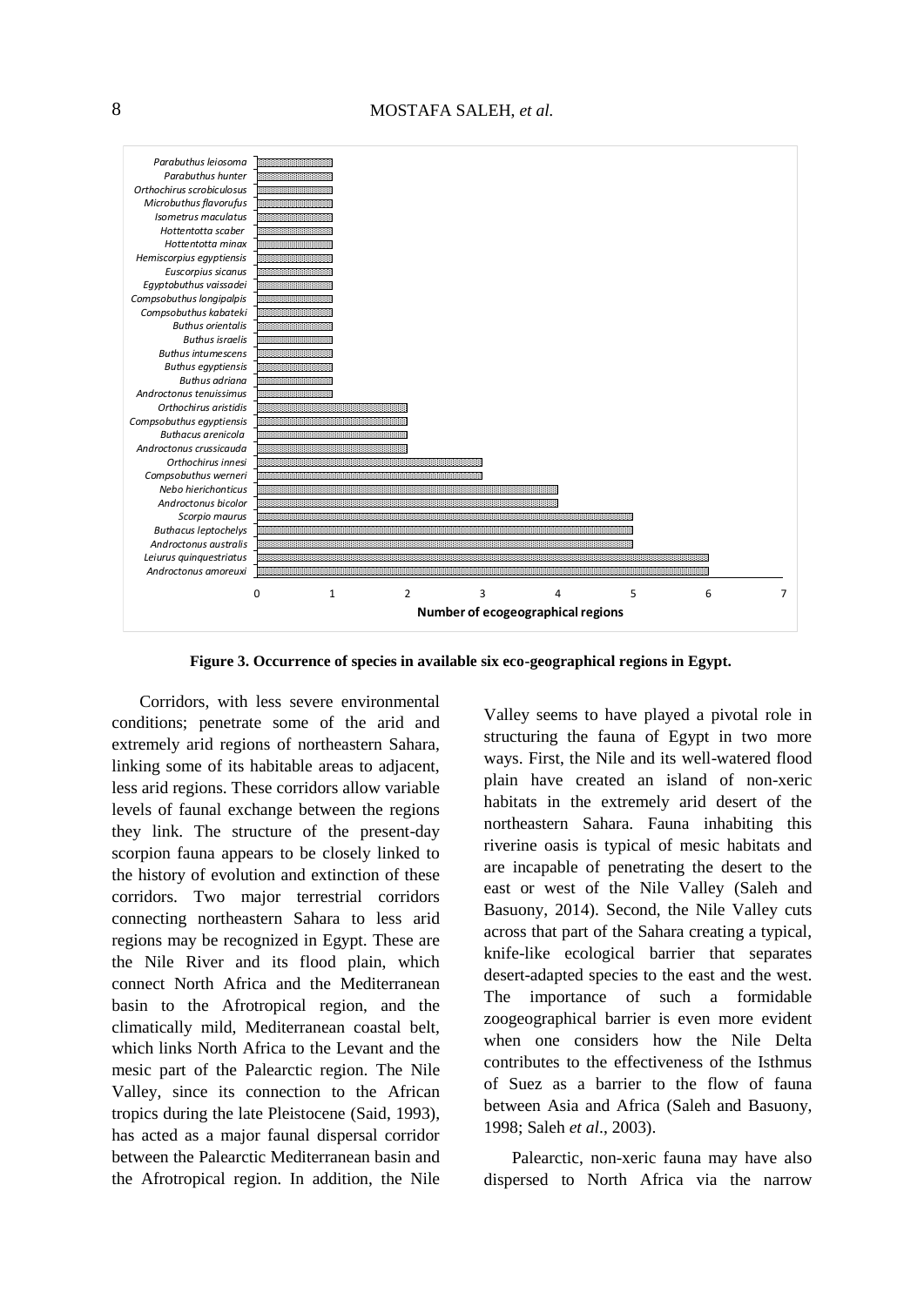| Species | Number of ecogeographical regions |
|---|---|
| *Parabuthus leiosoma* | 1 |
| *Parabuthus hunter* | 1 |
| *Orthochirus scrobiculosus* | 1 |
| *Microbuthus flavorufus* | 1 |
| *Isometrus maculatus* | 1 |
| *Hottentotta scaber* | 1 |
| *Hottentotta minax* | 1 |
| *Hemiscorpius egyptiensis* | 1 |
| *Euscorpius sicanus* | 1 |
| *Egyptobuthus vaissadei* | 1 |
| *Compsobuthus longipalpis* | 1 |
| *Compsobuthus kabateki* | 1 |
| *Buthus orientalis* | 1 |
| *Buthus israelis* | 1 |
| *Buthus intumescens* | 1 |
| *Buthus egyptiensis* | 1 |
| *Buthus adriana* | 1 |
| *Androctonus tenuissimus* | 1 |
| *Orthochirus aristidis* | 2 |
| *Compsobuthus egyptiensis* | 2 |
| *Buthacus arenicola* | 2 |
| *Androctonus crussicauda* | 2 |
| *Orthochirus innesi* | 3 |
| *Compsobuthus werneri* | 3 |
| *Nebo hierichonticus* | 4 |
| *Androctonus bicolor* | 4 |
| *Scorpio maurus* | 5 |
| *Buthacus leptochelys* | 5 |
| *Androctonus australis* | 5 |
| *Leiurus quinquestriatus* | 6 |
| *Androctonus amoreuxi* | 6 |

**Figure 3. Occurrence of species in available six eco-geographical regions in Egypt.**

Corridors, with less severe environmental conditions; penetrate some of the arid and extremely arid regions of northeastern Sahara, linking some of its habitable areas to adjacent, less arid regions. These corridors allow variable levels of faunal exchange between the regions they link. The structure of the present-day scorpion fauna appears to be closely linked to the history of evolution and extinction of these corridors. Two major terrestrial corridors connecting northeastern Sahara to less arid regions may be recognized in Egypt. These are the Nile River and its flood plain, which connect North Africa and the Mediterranean basin to the Afrotropical region, and the climatically mild, Mediterranean coastal belt, which links North Africa to the Levant and the mesic part of the Palearctic region. The Nile Valley, since its connection to the African tropics during the late Pleistocene (Said, 1993), has acted as a major faunal dispersal corridor between the Palearctic Mediterranean basin and the Afrotropical region. In addition, the Nile Valley seems to have played a pivotal role in structuring the fauna of Egypt in two more ways. First, the Nile and its well-watered flood plain have created an island of non-xeric habitats in the extremely arid desert of the northeastern Sahara. Fauna inhabiting this riverine oasis is typical of mesic habitats and are incapable of penetrating the desert to the east or west of the Nile Valley (Saleh and Basuony, 2014). Second, the Nile Valley cuts across that part of the Sahara creating a typical, knife-like ecological barrier that separates desert-adapted species to the east and the west. The importance of such a formidable zoogeographical barrier is even more evident when one considers how the Nile Delta contributes to the effectiveness of the Isthmus of Suez as a barrier to the flow of fauna between Asia and Africa (Saleh and Basuony, 1998; Saleh *et al*., 2003).

Palearctic, non-xeric fauna may have also dispersed to North Africa via the narrow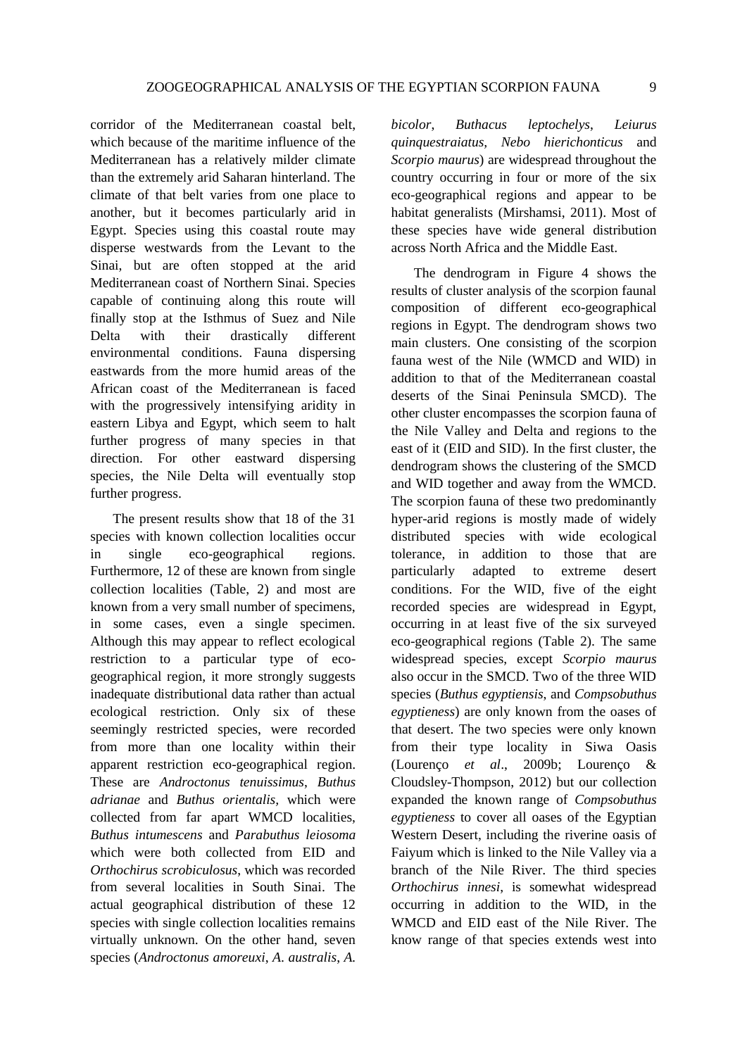corridor of the Mediterranean coastal belt, which because of the maritime influence of the Mediterranean has a relatively milder climate than the extremely arid Saharan hinterland. The climate of that belt varies from one place to another, but it becomes particularly arid in Egypt. Species using this coastal route may disperse westwards from the Levant to the Sinai, but are often stopped at the arid Mediterranean coast of Northern Sinai. Species capable of continuing along this route will finally stop at the Isthmus of Suez and Nile Delta with their drastically different environmental conditions. Fauna dispersing eastwards from the more humid areas of the African coast of the Mediterranean is faced with the progressively intensifying aridity in eastern Libya and Egypt, which seem to halt further progress of many species in that direction. For other eastward dispersing species, the Nile Delta will eventually stop further progress.

The present results show that 18 of the 31 species with known collection localities occur in single eco-geographical regions. Furthermore, 12 of these are known from single collection localities (Table, 2) and most are known from a very small number of specimens, in some cases, even a single specimen. Although this may appear to reflect ecological restriction to a particular type of eco-geographical region, it more strongly suggests inadequate distributional data rather than actual ecological restriction. Only six of these seemingly restricted species, were recorded from more than one locality within their apparent restriction eco-geographical region. These are *Androctonus tenuissimus*, *Buthus adrianae* and *Buthus orientalis*, which were collected from far apart WMCD localities, *Buthus intumescens* and *Parabuthus leiosoma* which were both collected from EID and *Orthochirus scrobiculosus*, which was recorded from several localities in South Sinai. The actual geographical distribution of these 12 species with single collection localities remains virtually unknown. On the other hand, seven species (*Androctonus amoreuxi*, *A. australis*, *A. bicolor*, *Buthacus leptochelys*, *Leiurus quinquestraiatus*, *Nebo hierichonticus* and *Scorpio maurus*) are widespread throughout the country occurring in four or more of the six eco-geographical regions and appear to be habitat generalists (Mirshamsi, 2011). Most of these species have wide general distribution across North Africa and the Middle East.

The dendrogram in Figure 4 shows the results of cluster analysis of the scorpion faunal composition of different eco-geographical regions in Egypt. The dendrogram shows two main clusters. One consisting of the scorpion fauna west of the Nile (WMCD and WID) in addition to that of the Mediterranean coastal deserts of the Sinai Peninsula SMCD). The other cluster encompasses the scorpion fauna of the Nile Valley and Delta and regions to the east of it (EID and SID). In the first cluster, the dendrogram shows the clustering of the SMCD and WID together and away from the WMCD. The scorpion fauna of these two predominantly hyper-arid regions is mostly made of widely distributed species with wide ecological tolerance, in addition to those that are particularly adapted to extreme desert conditions. For the WID, five of the eight recorded species are widespread in Egypt, occurring in at least five of the six surveyed eco-geographical regions (Table 2). The same widespread species, except *Scorpio maurus* also occur in the SMCD. Two of the three WID species (*Buthus egyptiensis*, and *Compsobuthus egyptieness*) are only known from the oases of that desert. The two species were only known from their type locality in Siwa Oasis (Lourenço *et al*., 2009b; Lourenço & Cloudsley-Thompson, 2012) but our collection expanded the known range of *Compsobuthus egyptieness* to cover all oases of the Egyptian Western Desert, including the riverine oasis of Faiyum which is linked to the Nile Valley via a branch of the Nile River. The third species *Orthochirus innesi*, is somewhat widespread occurring in addition to the WID, in the WMCD and EID east of the Nile River. The know range of that species extends west into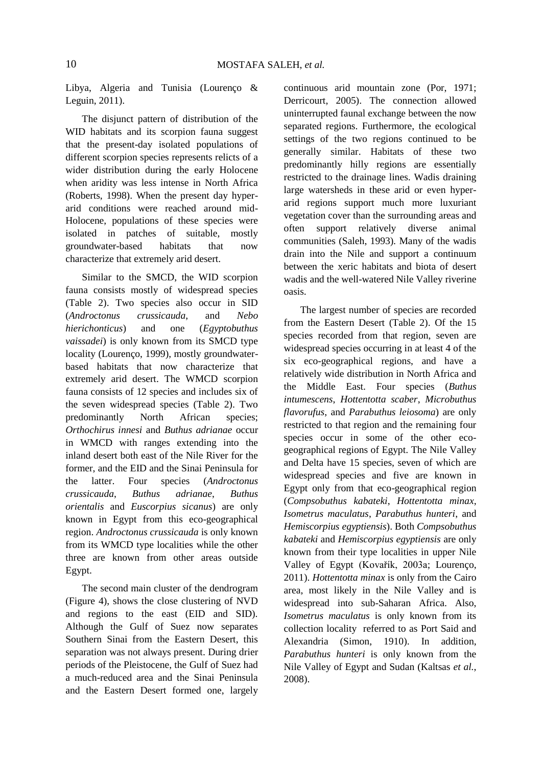Libya, Algeria and Tunisia (Lourenço & Leguin, 2011).

The disjunct pattern of distribution of the WID habitats and its scorpion fauna suggest that the present-day isolated populations of different scorpion species represents relicts of a wider distribution during the early Holocene when aridity was less intense in North Africa (Roberts, 1998). When the present day hyper-arid conditions were reached around mid-Holocene, populations of these species were isolated in patches of suitable, mostly groundwater-based habitats that now characterize that extremely arid desert.

Similar to the SMCD, the WID scorpion fauna consists mostly of widespread species (Table 2). Two species also occur in SID (*Androctonus crussicauda*, and *Nebo hierichonticus*) and one (*Egyptobuthus vaissadei*) is only known from its SMCD type locality (Lourenço, 1999), mostly groundwater-based habitats that now characterize that extremely arid desert. The WMCD scorpion fauna consists of 12 species and includes six of the seven widespread species (Table 2). Two predominantly North African species; *Orthochirus innesi* and *Buthus adrianae* occur in WMCD with ranges extending into the inland desert both east of the Nile River for the former, and the EID and the Sinai Peninsula for the latter. Four species (*Androctonus crussicauda*, *Buthus adrianae*, *Buthus orientalis* and *Euscorpius sicanus*) are only known in Egypt from this eco-geographical region. *Androctonus crussicauda* is only known from its WMCD type localities while the other three are known from other areas outside Egypt.

The second main cluster of the dendrogram (Figure 4), shows the close clustering of NVD and regions to the east (EID and SID). Although the Gulf of Suez now separates Southern Sinai from the Eastern Desert, this separation was not always present. During drier periods of the Pleistocene, the Gulf of Suez had a much-reduced area and the Sinai Peninsula and the Eastern Desert formed one, largely continuous arid mountain zone (Por, 1971; Derricourt, 2005). The connection allowed uninterrupted faunal exchange between the now separated regions. Furthermore, the ecological settings of the two regions continued to be generally similar. Habitats of these two predominantly hilly regions are essentially restricted to the drainage lines. Wadis draining large watersheds in these arid or even hyper-arid regions support much more luxuriant vegetation cover than the surrounding areas and often support relatively diverse animal communities (Saleh, 1993). Many of the wadis drain into the Nile and support a continuum between the xeric habitats and biota of desert wadis and the well-watered Nile Valley riverine oasis.

The largest number of species are recorded from the Eastern Desert (Table 2). Of the 15 species recorded from that region, seven are widespread species occurring in at least 4 of the six eco-geographical regions, and have a relatively wide distribution in North Africa and the Middle East. Four species (*Buthus intumescens*, *Hottentotta scaber*, *Microbuthus flavorufus*, and *Parabuthus leiosoma*) are only restricted to that region and the remaining four species occur in some of the other eco-geographical regions of Egypt. The Nile Valley and Delta have 15 species, seven of which are widespread species and five are known in Egypt only from that eco-geographical region (*Compsobuthus kabateki*, *Hottentotta minax*, *Isometrus maculatus*, *Parabuthus hunteri*, and *Hemiscorpius egyptiensis*). Both *Compsobuthus kabateki* and *Hemiscorpius egyptiensis* are only known from their type localities in upper Nile Valley of Egypt (Kovařík, 2003a; Lourenço, 2011). *Hottentotta minax* is only from the Cairo area, most likely in the Nile Valley and is widespread into sub-Saharan Africa. Also, *Isometrus maculatus* is only known from its collection locality referred to as Port Said and Alexandria (Simon, 1910). In addition, *Parabuthus hunteri* is only known from the Nile Valley of Egypt and Sudan (Kaltsas *et al.*, 2008).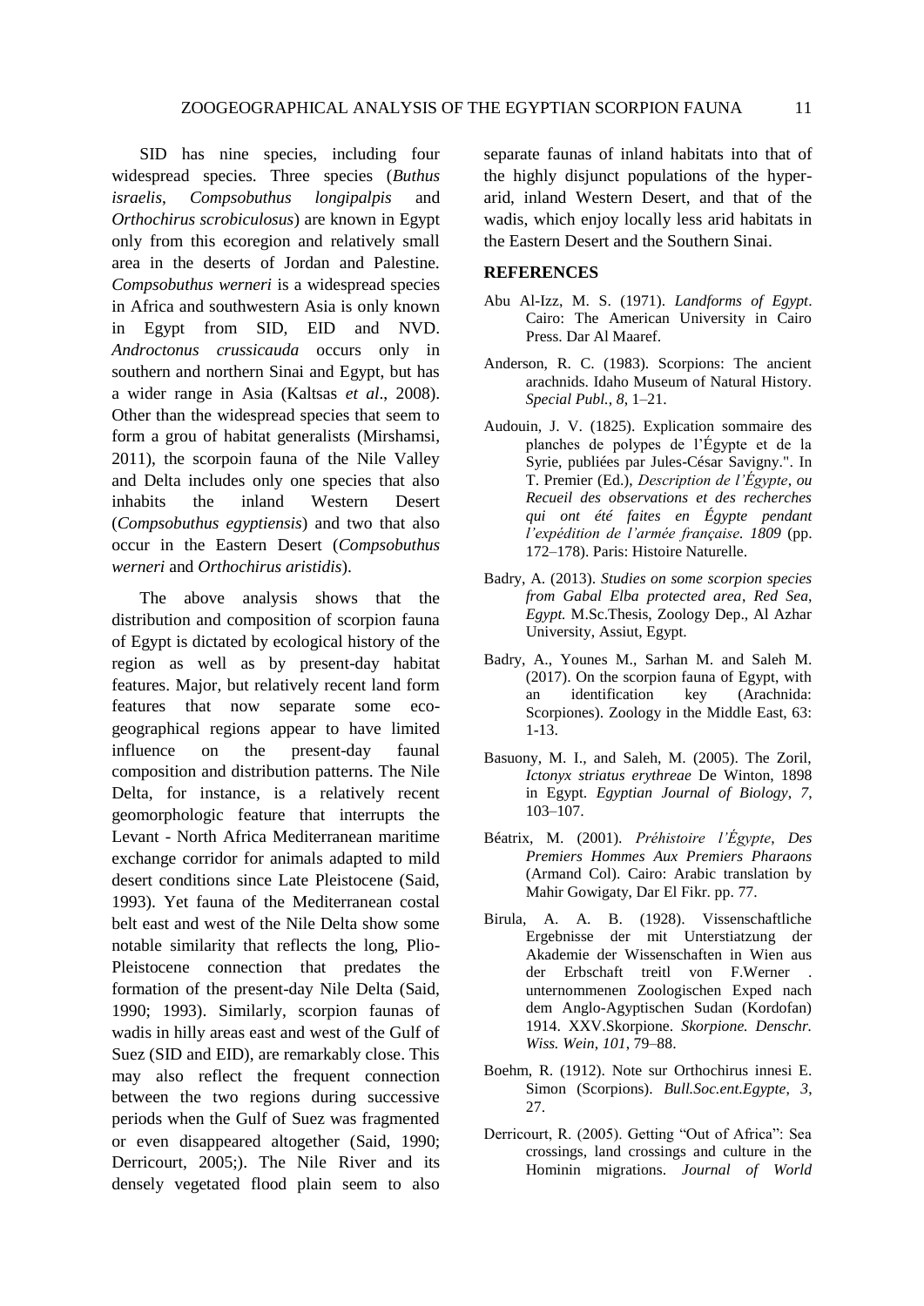SID has nine species, including four widespread species. Three species (*Buthus israelis*, *Compsobuthus longipalpis* and *Orthochirus scrobiculosus*) are known in Egypt only from this ecoregion and relatively small area in the deserts of Jordan and Palestine. *Compsobuthus werneri* is a widespread species in Africa and southwestern Asia is only known in Egypt from SID, EID and NVD. *Androctonus crussicauda* occurs only in southern and northern Sinai and Egypt, but has a wider range in Asia (Kaltsas *et al*., 2008). Other than the widespread species that seem to form a grou of habitat generalists (Mirshamsi, 2011), the scorpoin fauna of the Nile Valley and Delta includes only one species that also inhabits the inland Western Desert (*Compsobuthus egyptiensis*) and two that also occur in the Eastern Desert (*Compsobuthus werneri* and *Orthochirus aristidis*).

The above analysis shows that the distribution and composition of scorpion fauna of Egypt is dictated by ecological history of the region as well as by present-day habitat features. Major, but relatively recent land form features that now separate some eco-geographical regions appear to have limited influence on the present-day faunal composition and distribution patterns. The Nile Delta, for instance, is a relatively recent geomorphologic feature that interrupts the Levant - North Africa Mediterranean maritime exchange corridor for animals adapted to mild desert conditions since Late Pleistocene (Said, 1993). Yet fauna of the Mediterranean costal belt east and west of the Nile Delta show some notable similarity that reflects the long, Plio-Pleistocene connection that predates the formation of the present-day Nile Delta (Said, 1990; 1993). Similarly, scorpion faunas of wadis in hilly areas east and west of the Gulf of Suez (SID and EID), are remarkably close. This may also reflect the frequent connection between the two regions during successive periods when the Gulf of Suez was fragmented or even disappeared altogether (Said, 1990; Derricourt, 2005;). The Nile River and its densely vegetated flood plain seem to also separate faunas of inland habitats into that of the highly disjunct populations of the hyper-arid, inland Western Desert, and that of the wadis, which enjoy locally less arid habitats in the Eastern Desert and the Southern Sinai.

## REFERENCES

Abu Al-Izz, M. S. (1971). *Landforms of Egypt*. Cairo: The American University in Cairo Press. Dar Al Maaref.

Anderson, R. C. (1983). Scorpions: The ancient arachnids. Idaho Museum of Natural History. *Special Publ.*, *8*, 1–21.

Audouin, J. V. (1825). Explication sommaire des planches de polypes de l'Égypte et de la Syrie, publiées par Jules-César Savigny.". In T. Premier (Ed.), *Description de l'Égypte, ou Recueil des observations et des recherches qui ont été faites en Égypte pendant l'expédition de l'armée française. 1809* (pp. 172–178). Paris: Histoire Naturelle.

Badry, A. (2013). *Studies on some scorpion species from Gabal Elba protected area, Red Sea, Egypt.* M.Sc.Thesis, Zoology Dep., Al Azhar University, Assiut, Egypt.

Badry, A., Younes M., Sarhan M. and Saleh M. (2017). On the scorpion fauna of Egypt, with an identification key (Arachnida: Scorpiones). Zoology in the Middle East, 63: 1-13.

Basuony, M. I., and Saleh, M. (2005). The Zoril, *Ictonyx striatus erythreae* De Winton, 1898 in Egypt. *Egyptian Journal of Biology*, *7*, 103–107.

Béatrix, M. (2001). *Préhistoire l'Égypte, Des Premiers Hommes Aux Premiers Pharaons* (Armand Col). Cairo: Arabic translation by Mahir Gowigaty, Dar El Fikr. pp. 77.

Birula, A. A. B. (1928). Vissenschaftliche Ergebnisse der mit Unterstiatzung der Akademie der Wissenschaften in Wien aus der Erbschaft treitl von F.Werner . unternommenen Zoologischen Exped nach dem Anglo-Agyptischen Sudan (Kordofan) 1914. XXV.Skorpione. *Skorpione. Denschr. Wiss. Wein*, *101*, 79–88.

Boehm, R. (1912). Note sur Orthochirus innesi E. Simon (Scorpions). *Bull.Soc.ent.Egypte*, *3*, 27.

Derricourt, R. (2005). Getting "Out of Africa": Sea crossings, land crossings and culture in the Hominin migrations. *Journal of World*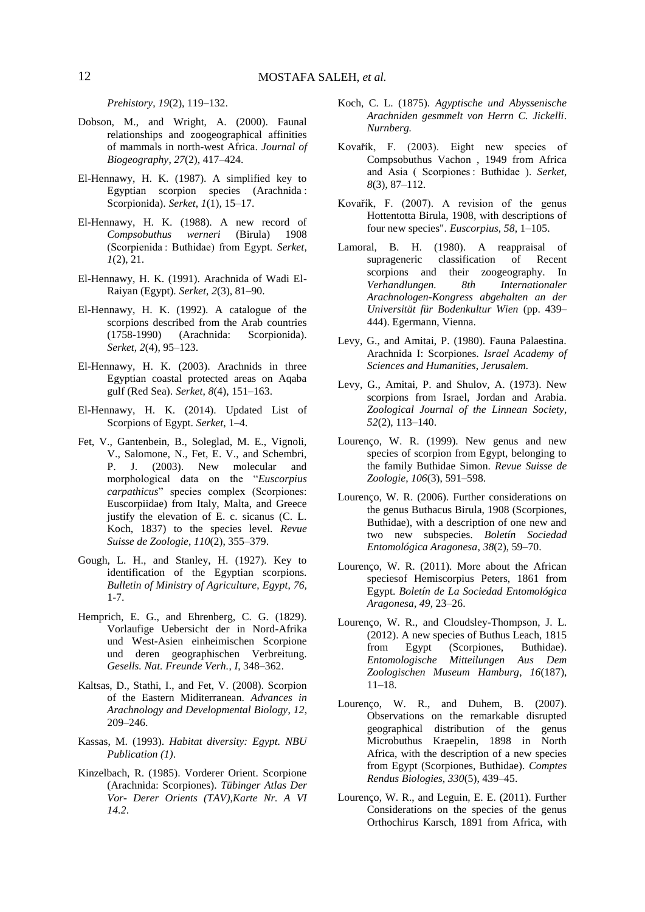*Prehistory*, *19*(2), 119–132.

Dobson, M., and Wright, A. (2000). Faunal relationships and zoogeographical affinities of mammals in north-west Africa. *Journal of Biogeography*, *27*(2), 417–424.

El-Hennawy, H. K. (1987). A simplified key to Egyptian scorpion species (Arachnida : Scorpionida). *Serket*, *1*(1), 15–17.

El-Hennawy, H. K. (1988). A new record of *Compsobuthus werneri* (Birula) 1908 (Scorpienida : Buthidae) from Egypt. *Serket*, *1*(2), 21.

El-Hennawy, H. K. (1991). Arachnida of Wadi El-Raiyan (Egypt). *Serket*, *2*(3), 81–90.

El-Hennawy, H. K. (1992). A catalogue of the scorpions described from the Arab countries (1758-1990) (Arachnida: Scorpionida). *Serket*, *2*(4), 95–123.

El-Hennawy, H. K. (2003). Arachnids in three Egyptian coastal protected areas on Aqaba gulf (Red Sea). *Serket*, *8*(4), 151–163.

El-Hennawy, H. K. (2014). Updated List of Scorpions of Egypt. *Serket*, 1–4.

Fet, V., Gantenbein, B., Soleglad, M. E., Vignoli, V., Salomone, N., Fet, E. V., and Schembri, P. J. (2003). New molecular and morphological data on the "*Euscorpius carpathicus*" species complex (Scorpiones: Euscorpiidae) from Italy, Malta, and Greece justify the elevation of E. c. sicanus (C. L. Koch, 1837) to the species level. *Revue Suisse de Zoologie*, *110*(2), 355–379.

Gough, L. H., and Stanley, H. (1927). Key to identification of the Egyptian scorpions. *Bulletin of Ministry of Agriculture, Egypt, 76*, 1-7.

Hemprich, E. G., and Ehrenberg, C. G. (1829). Vorlaufige Uebersicht der in Nord-Afrika und West-Asien einheimischen Scorpione und deren geographischen Verbreitung. *Gesells. Nat. Freunde Verh.*, *I*, 348–362.

Kaltsas, D., Stathi, I., and Fet, V. (2008). Scorpion of the Eastern Miditerranean. *Advances in Arachnology and Developmental Biology*, *12*, 209–246.

Kassas, M. (1993). *Habitat diversity: Egypt. NBU Publication (1)*.

Kinzelbach, R. (1985). Vorderer Orient. Scorpione (Arachnida: Scorpiones). *Tübinger Atlas Der Vor- Derer Orients (TAV),Karte Nr. A VI 14.2*.

Koch, C. L. (1875). *Agyptische und Abyssenische Arachniden gesmmelt von Herrn C. Jickelli*. *Nurnberg.*

Kovařík, F. (2003). Eight new species of Compsobuthus Vachon , 1949 from Africa and Asia ( Scorpiones : Buthidae ). *Serket*, *8*(3), 87–112.

Kovařík, F. (2007). A revision of the genus Hottentotta Birula, 1908, with descriptions of four new species". *Euscorpius*, *58*, 1–105.

Lamoral, B. H. (1980). A reappraisal of suprageneric classification of Recent scorpions and their zoogeography. In *Verhandlungen. 8th Internationaler Arachnologen-Kongress abgehalten an der Universität für Bodenkultur Wien* (pp. 439–444). Egermann, Vienna.

Levy, G., and Amitai, P. (1980). Fauna Palaestina. Arachnida I: Scorpiones. *Israel Academy of Sciences and Humanities, Jerusalem.*

Levy, G., Amitai, P. and Shulov, A. (1973). New scorpions from Israel, Jordan and Arabia. *Zoological Journal of the Linnean Society*, *52*(2), 113–140.

Lourenço, W. R. (1999). New genus and new species of scorpion from Egypt, belonging to the family Buthidae Simon. *Revue Suisse de Zoologie*, *106*(3), 591–598.

Lourenço, W. R. (2006). Further considerations on the genus Buthacus Birula, 1908 (Scorpiones, Buthidae), with a description of one new and two new subspecies. *Boletín Sociedad Entomológica Aragonesa*, *38*(2), 59–70.

Lourenço, W. R. (2011). More about the African speciesof Hemiscorpius Peters, 1861 from Egypt. *Boletín de La Sociedad Entomológica Aragonesa*, *49*, 23–26.

Lourenço, W. R., and Cloudsley-Thompson, J. L. (2012). A new species of Buthus Leach, 1815 from Egypt (Scorpiones, Buthidae). *Entomologische Mitteilungen Aus Dem Zoologischen Museum Hamburg*, *16*(187), 11–18.

Lourenço, W. R., and Duhem, B. (2007). Observations on the remarkable disrupted geographical distribution of the genus Microbuthus Kraepelin, 1898 in North Africa, with the description of a new species from Egypt (Scorpiones, Buthidae). *Comptes Rendus Biologies*, *330*(5), 439–45.

Lourenço, W. R., and Leguin, E. E. (2011). Further Considerations on the species of the genus Orthochirus Karsch, 1891 from Africa, with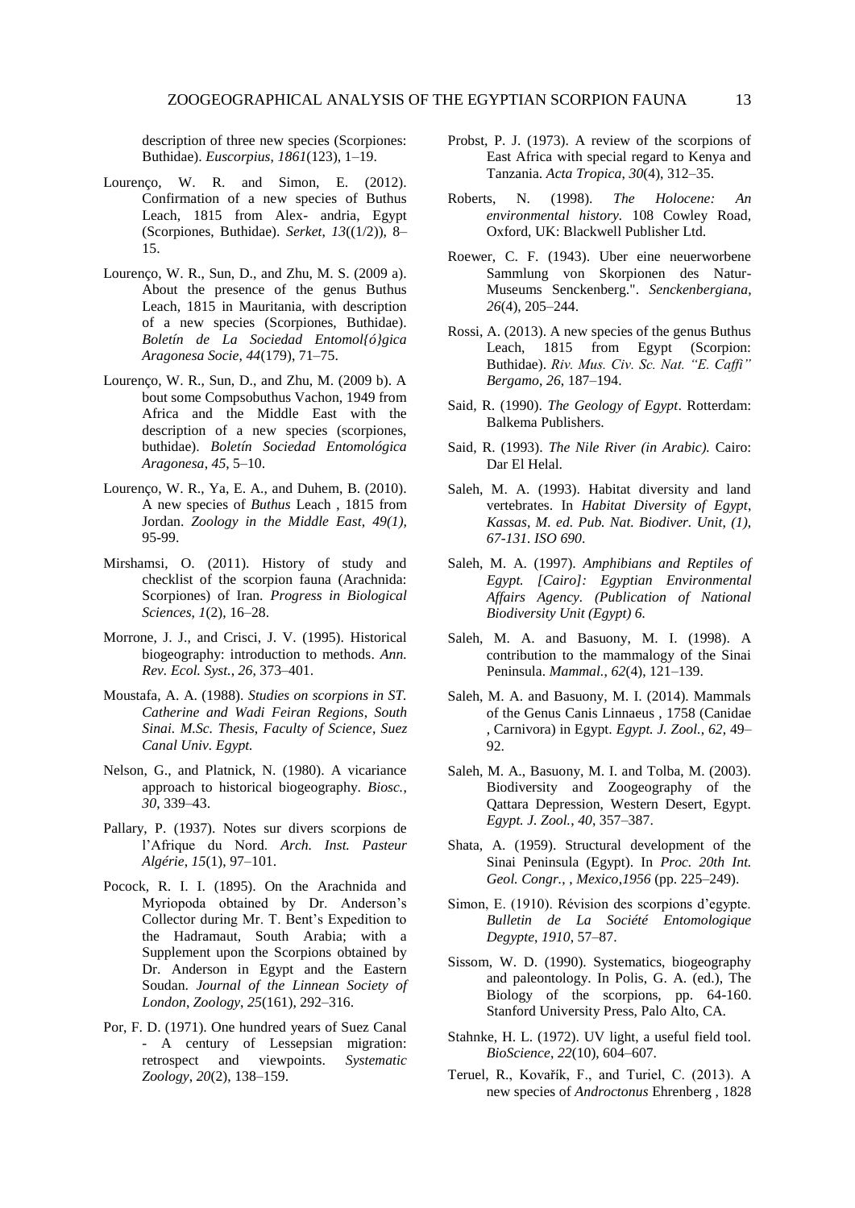description of three new species (Scorpiones: Buthidae). *Euscorpius*, *1861*(123), 1–19.

Lourenço, W. R. and Simon, E. (2012). Confirmation of a new species of Buthus Leach, 1815 from Alex- andria, Egypt (Scorpiones, Buthidae). *Serket*, *13*((1/2)), 8–15.

Lourenço, W. R., Sun, D., and Zhu, M. S. (2009 a). About the presence of the genus Buthus Leach, 1815 in Mauritania, with description of a new species (Scorpiones, Buthidae). *Boletín de La Sociedad Entomol{ó}gica Aragonesa Socie*, *44*(179), 71–75.

Lourenço, W. R., Sun, D., and Zhu, M. (2009 b). A bout some Compsobuthus Vachon, 1949 from Africa and the Middle East with the description of a new species (scorpiones, buthidae). *Boletín Sociedad Entomológica Aragonesa*, *45*, 5–10.

Lourenço, W. R., Ya, E. A., and Duhem, B. (2010). A new species of *Buthus* Leach , 1815 from Jordan. *Zoology in the Middle East*, *49(1)*, 95-99.

Mirshamsi, O. (2011). History of study and checklist of the scorpion fauna (Arachnida: Scorpiones) of Iran. *Progress in Biological Sciences*, *1*(2), 16–28.

Morrone, J. J., and Crisci, J. V. (1995). Historical biogeography: introduction to methods. *Ann. Rev. Ecol. Syst.*, *26*, 373–401.

Moustafa, A. A. (1988). *Studies on scorpions in ST. Catherine and Wadi Feiran Regions, South Sinai. M.Sc. Thesis, Faculty of Science, Suez Canal Univ. Egypt.*

Nelson, G., and Platnick, N. (1980). A vicariance approach to historical biogeography. *Biosc.*, *30*, 339–43.

Pallary, P. (1937). Notes sur divers scorpions de l'Afrique du Nord. *Arch. Inst. Pasteur Algérie*, *15*(1), 97–101.

Pocock, R. I. I. (1895). On the Arachnida and Myriopoda obtained by Dr. Anderson's Collector during Mr. T. Bent's Expedition to the Hadramaut, South Arabia; with a Supplement upon the Scorpions obtained by Dr. Anderson in Egypt and the Eastern Soudan. *Journal of the Linnean Society of London, Zoology*, *25*(161), 292–316.

Por, F. D. (1971). One hundred years of Suez Canal - A century of Lessepsian migration: retrospect and viewpoints. *Systematic Zoology*, *20*(2), 138–159.

Probst, P. J. (1973). A review of the scorpions of East Africa with special regard to Kenya and Tanzania. *Acta Tropica*, *30*(4), 312–35.

Roberts, N. (1998). *The Holocene: An environmental history*. 108 Cowley Road, Oxford, UK: Blackwell Publisher Ltd.

Roewer, C. F. (1943). Uber eine neuerworbene Sammlung von Skorpionen des Natur-Museums Senckenberg.". *Senckenbergiana*, *26*(4), 205–244.

Rossi, A. (2013). A new species of the genus Buthus Leach, 1815 from Egypt (Scorpion: Buthidae). *Riv. Mus. Civ. Sc. Nat. "E. Caffi" Bergamo*, *26*, 187–194.

Said, R. (1990). *The Geology of Egypt*. Rotterdam: Balkema Publishers.

Said, R. (1993). *The Nile River (in Arabic).* Cairo: Dar El Helal.

Saleh, M. A. (1993). Habitat diversity and land vertebrates. In *Habitat Diversity of Egypt, Kassas, M. ed. Pub. Nat. Biodiver. Unit, (1), 67-131. ISO 690*.

Saleh, M. A. (1997). *Amphibians and Reptiles of Egypt. [Cairo]: Egyptian Environmental Affairs Agency. (Publication of National Biodiversity Unit (Egypt) 6.*

Saleh, M. A. and Basuony, M. I. (1998). A contribution to the mammalogy of the Sinai Peninsula. *Mammal.*, *62*(4), 121–139.

Saleh, M. A. and Basuony, M. I. (2014). Mammals of the Genus Canis Linnaeus , 1758 (Canidae , Carnivora) in Egypt. *Egypt. J. Zool.*, *62*, 49–92.

Saleh, M. A., Basuony, M. I. and Tolba, M. (2003). Biodiversity and Zoogeography of the Qattara Depression, Western Desert, Egypt. *Egypt. J. Zool.*, *40*, 357–387.

Shata, A. (1959). Structural development of the Sinai Peninsula (Egypt). In *Proc. 20th Int. Geol. Congr., , Mexico,1956* (pp. 225–249).

Simon, E. (1910). Révision des scorpions d'egypte. *Bulletin de La Société Entomologique Degypte*, *1910*, 57–87.

Sissom, W. D. (1990). Systematics, biogeography and paleontology. In Polis, G. A. (ed.), The Biology of the scorpions, pp. 64-160. Stanford University Press, Palo Alto, CA.

Stahnke, H. L. (1972). UV light, a useful field tool. *BioScience*, *22*(10), 604–607.

Teruel, R., Kovařík, F., and Turiel, C. (2013). A new species of *Androctonus* Ehrenberg , 1828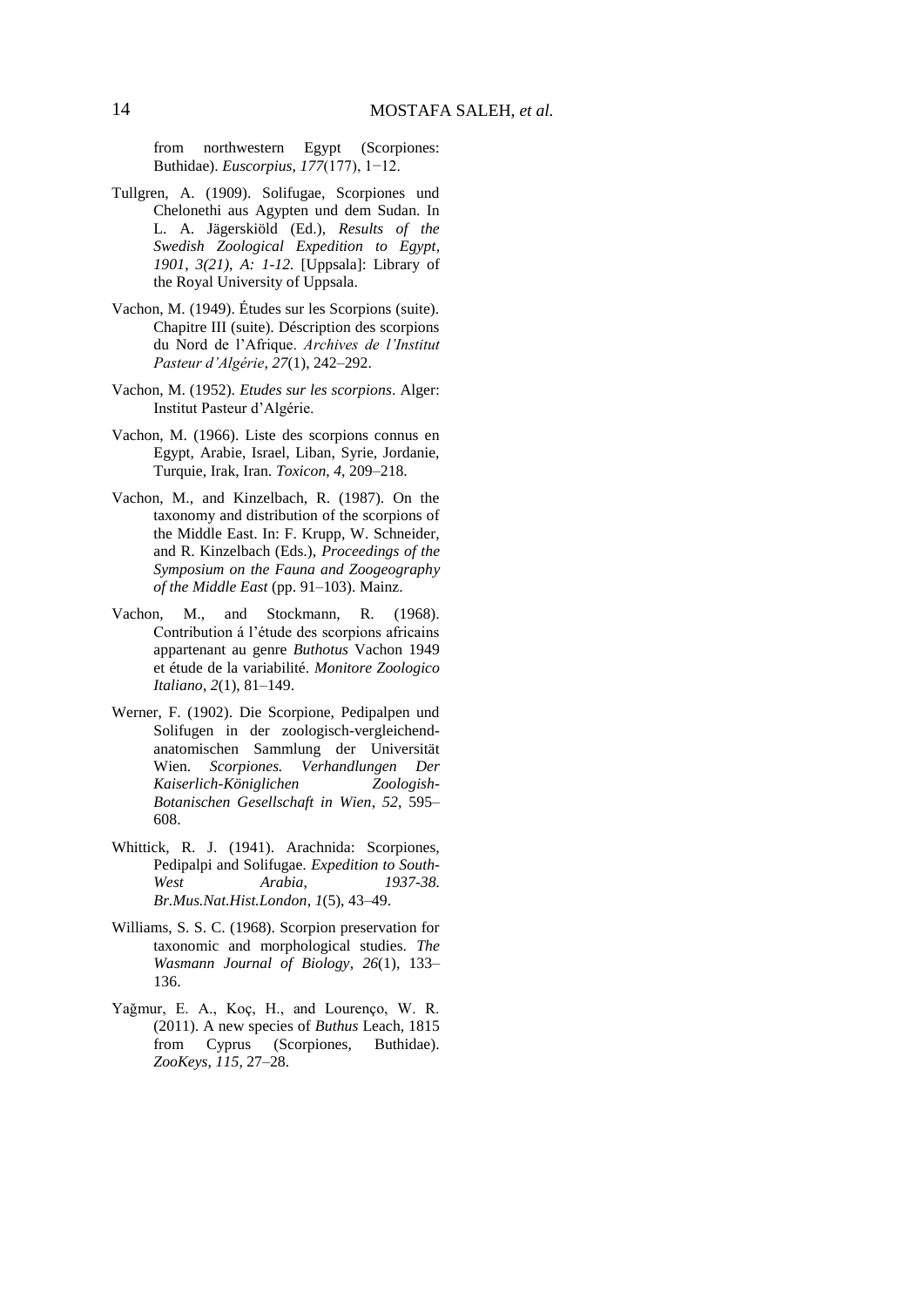from northwestern Egypt (Scorpiones: Buthidae). *Euscorpius*, *177*(177), 1−12.

Tullgren, A. (1909). Solifugae, Scorpiones und Chelonethi aus Agypten und dem Sudan. In L. A. Jägerskiöld (Ed.), *Results of the Swedish Zoological Expedition to Egypt*, *1901*, *3(21)*, *A: 1-12.* [Uppsala]: Library of the Royal University of Uppsala.

Vachon, M. (1949). Études sur les Scorpions (suite). Chapitre III (suite). Déscription des scorpions du Nord de l'Afrique. *Archives de l'Institut Pasteur d'Algérie*, *27*(1), 242–292.

Vachon, M. (1952). *Etudes sur les scorpions*. Alger: Institut Pasteur d'Algérie.

Vachon, M. (1966). Liste des scorpions connus en Egypt, Arabie, Israel, Liban, Syrie, Jordanie, Turquie, Irak, Iran. *Toxicon*, *4*, 209–218.

Vachon, M., and Kinzelbach, R. (1987). On the taxonomy and distribution of the scorpions of the Middle East. In: F. Krupp, W. Schneider, and R. Kinzelbach (Eds.), *Proceedings of the Symposium on the Fauna and Zoogeography of the Middle East* (pp. 91–103). Mainz.

Vachon, M., and Stockmann, R. (1968). Contribution á l'étude des scorpions africains appartenant au genre *Buthotus* Vachon 1949 et étude de la variabilité. *Monitore Zoologico Italiano*, *2*(1), 81–149.

Werner, F. (1902). Die Scorpione, Pedipalpen und Solifugen in der zoologisch-vergleichend-anatomischen Sammlung der Universität Wien. *Scorpiones. Verhandlungen Der Kaiserlich-Königlichen Zoologish-Botanischen Gesellschaft in Wien*, *52*, 595–608.

Whittick, R. J. (1941). Arachnida: Scorpiones, Pedipalpi and Solifugae. *Expedition to South-West Arabia*, *1937-38*. *Br.Mus.Nat.Hist.London*, *1*(5), 43–49.

Williams, S. S. C. (1968). Scorpion preservation for taxonomic and morphological studies. *The Wasmann Journal of Biology*, *26*(1), 133–136.

Yağmur, E. A., Koç, H., and Lourenço, W. R. (2011). A new species of *Buthus* Leach, 1815 from Cyprus (Scorpiones, Buthidae). *ZooKeys*, *115*, 27–28.